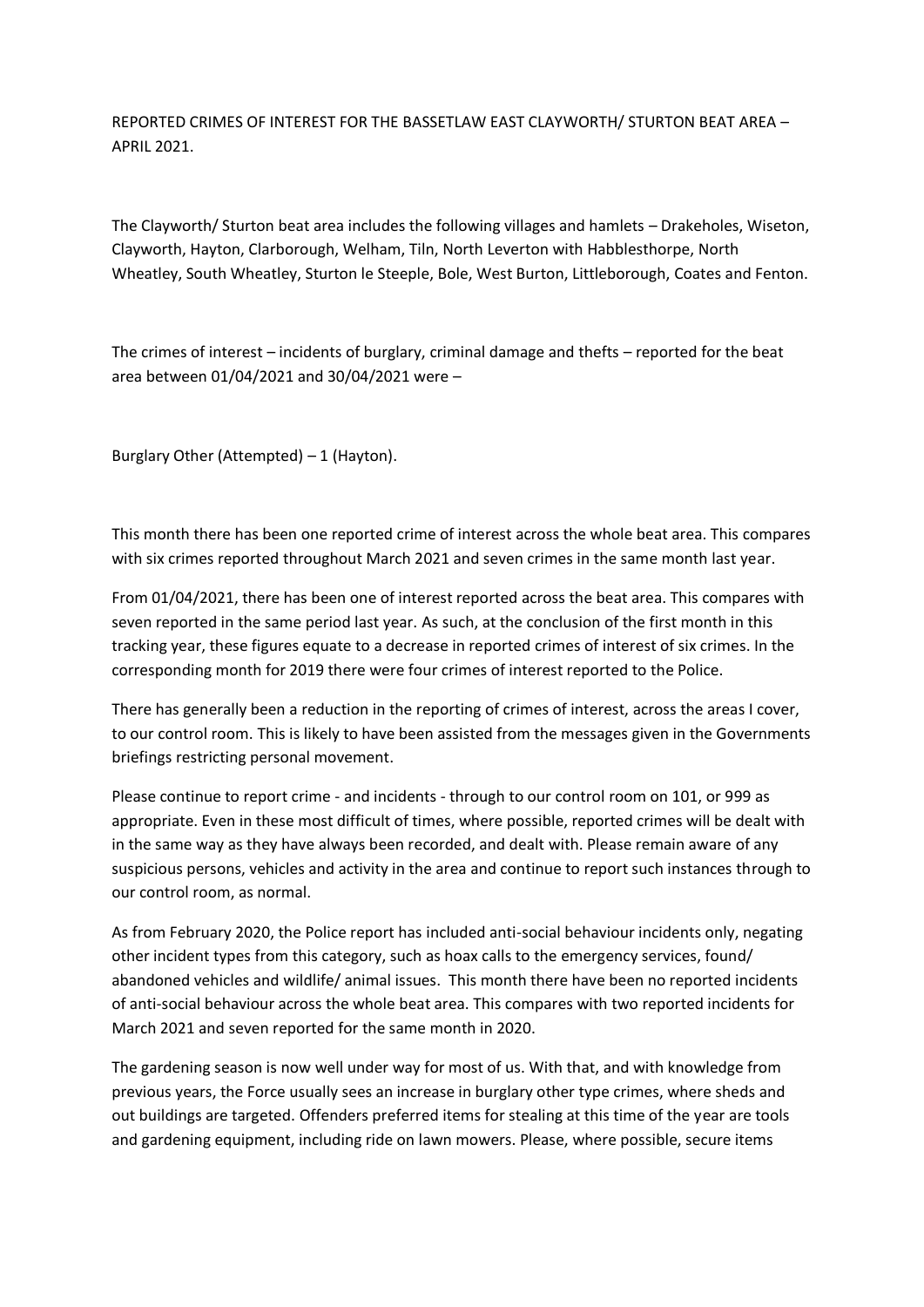# REPORTED CRIMES OF INTEREST FOR THE BASSETLAW EAST CLAYWORTH/ STURTON BEAT AREA – APRIL 2021.

The Clayworth/ Sturton beat area includes the following villages and hamlets – Drakeholes, Wiseton, Clayworth, Hayton, Clarborough, Welham, Tiln, North Leverton with Habblesthorpe, North Wheatley, South Wheatley, Sturton le Steeple, Bole, West Burton, Littleborough, Coates and Fenton.

The crimes of interest – incidents of burglary, criminal damage and thefts – reported for the beat area between 01/04/2021 and 30/04/2021 were –

Burglary Other (Attempted) – 1 (Hayton).

This month there has been one reported crime of interest across the whole beat area. This compares with six crimes reported throughout March 2021 and seven crimes in the same month last year.

From 01/04/2021, there has been one of interest reported across the beat area. This compares with seven reported in the same period last year. As such, at the conclusion of the first month in this tracking year, these figures equate to a decrease in reported crimes of interest of six crimes. In the corresponding month for 2019 there were four crimes of interest reported to the Police.

There has generally been a reduction in the reporting of crimes of interest, across the areas I cover, to our control room. This is likely to have been assisted from the messages given in the Governments briefings restricting personal movement.

Please continue to report crime - and incidents - through to our control room on 101, or 999 as appropriate. Even in these most difficult of times, where possible, reported crimes will be dealt with in the same way as they have always been recorded, and dealt with. Please remain aware of any suspicious persons, vehicles and activity in the area and continue to report such instances through to our control room, as normal.

As from February 2020, the Police report has included anti-social behaviour incidents only, negating other incident types from this category, such as hoax calls to the emergency services, found/ abandoned vehicles and wildlife/ animal issues. This month there have been no reported incidents of anti-social behaviour across the whole beat area. This compares with two reported incidents for March 2021 and seven reported for the same month in 2020.

The gardening season is now well under way for most of us. With that, and with knowledge from previous years, the Force usually sees an increase in burglary other type crimes, where sheds and out buildings are targeted. Offenders preferred items for stealing at this time of the year are tools and gardening equipment, including ride on lawn mowers. Please, where possible, secure items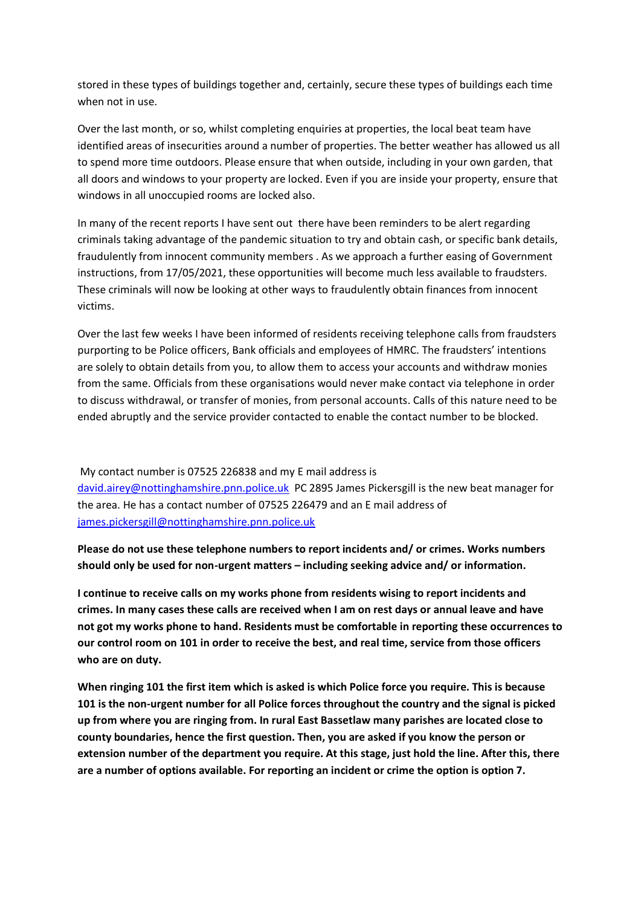stored in these types of buildings together and, certainly, secure these types of buildings each time when not in use.

Over the last month, or so, whilst completing enquiries at properties, the local beat team have identified areas of insecurities around a number of properties. The better weather has allowed us all to spend more time outdoors. Please ensure that when outside, including in your own garden, that all doors and windows to your property are locked. Even if you are inside your property, ensure that windows in all unoccupied rooms are locked also.

In many of the recent reports I have sent out there have been reminders to be alert regarding criminals taking advantage of the pandemic situation to try and obtain cash, or specific bank details, fraudulently from innocent community members . As we approach a further easing of Government instructions, from 17/05/2021, these opportunities will become much less available to fraudsters. These criminals will now be looking at other ways to fraudulently obtain finances from innocent victims.

Over the last few weeks I have been informed of residents receiving telephone calls from fraudsters purporting to be Police officers, Bank officials and employees of HMRC. The fraudsters' intentions are solely to obtain details from you, to allow them to access your accounts and withdraw monies from the same. Officials from these organisations would never make contact via telephone in order to discuss withdrawal, or transfer of monies, from personal accounts. Calls of this nature need to be ended abruptly and the service provider contacted to enable the contact number to be blocked.

My contact number is 07525 226838 and my E mail address is [david.airey@nottinghamshire.pnn.police.uk](mailto:david.airey@nottinghamshire.pnn.police.uk) PC 2895 James Pickersgill is the new beat manager for the area. He has a contact number of 07525 226479 and an E mail address of [james.pickersgill@nottinghamshire.pnn.police.uk](mailto:james.pickersgill@nottinghamshire.pnn.police.uk)

**Please do not use these telephone numbers to report incidents and/ or crimes. Works numbers should only be used for non-urgent matters – including seeking advice and/ or information.**

**I continue to receive calls on my works phone from residents wising to report incidents and crimes. In many cases these calls are received when I am on rest days or annual leave and have not got my works phone to hand. Residents must be comfortable in reporting these occurrences to our control room on 101 in order to receive the best, and real time, service from those officers who are on duty.**

**When ringing 101 the first item which is asked is which Police force you require. This is because 101 is the non-urgent number for all Police forces throughout the country and the signal is picked up from where you are ringing from. In rural East Bassetlaw many parishes are located close to county boundaries, hence the first question. Then, you are asked if you know the person or extension number of the department you require. At this stage, just hold the line. After this, there are a number of options available. For reporting an incident or crime the option is option 7.**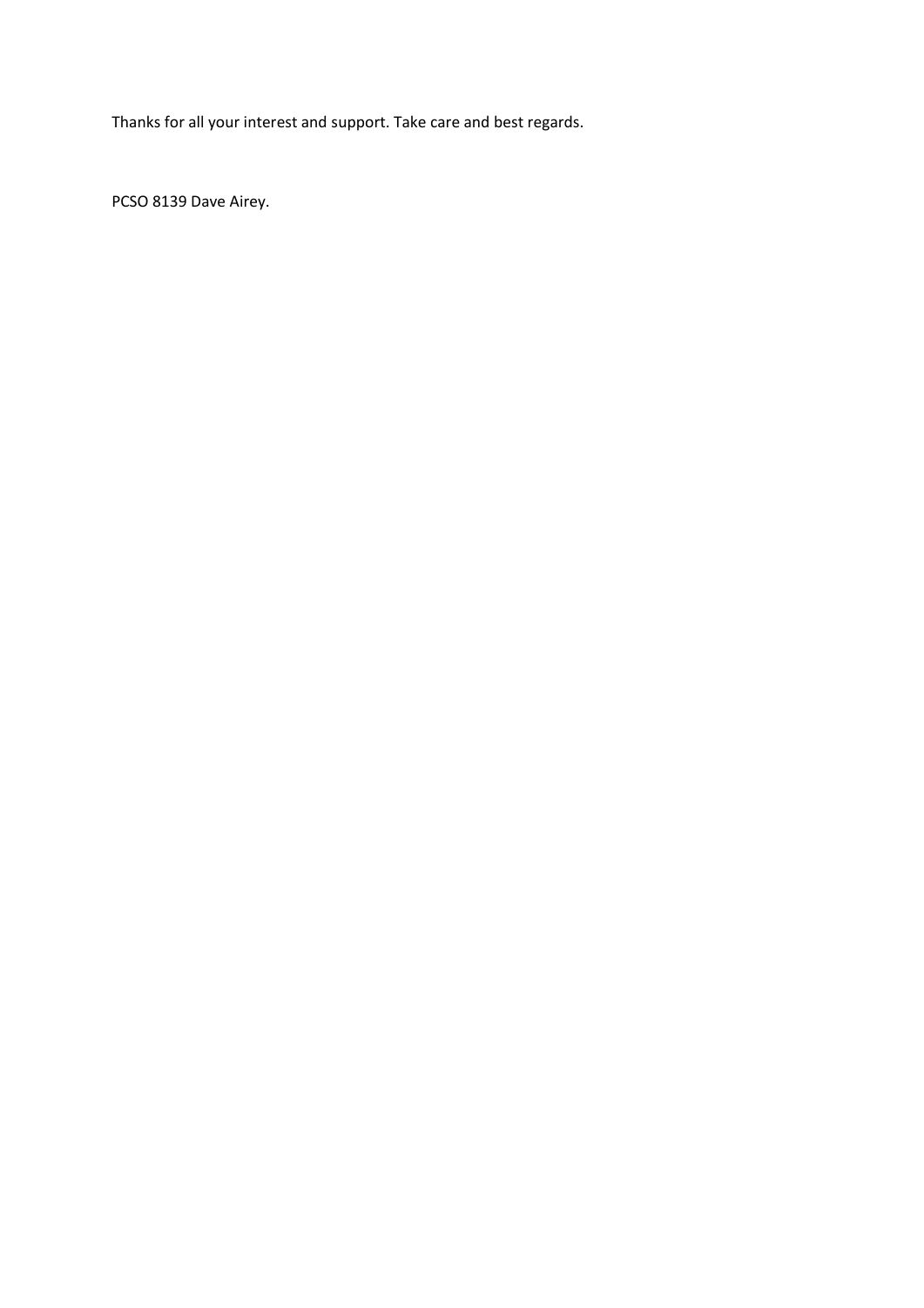Thanks for all your interest and support. Take care and best regards.

PCSO 8139 Dave Airey.